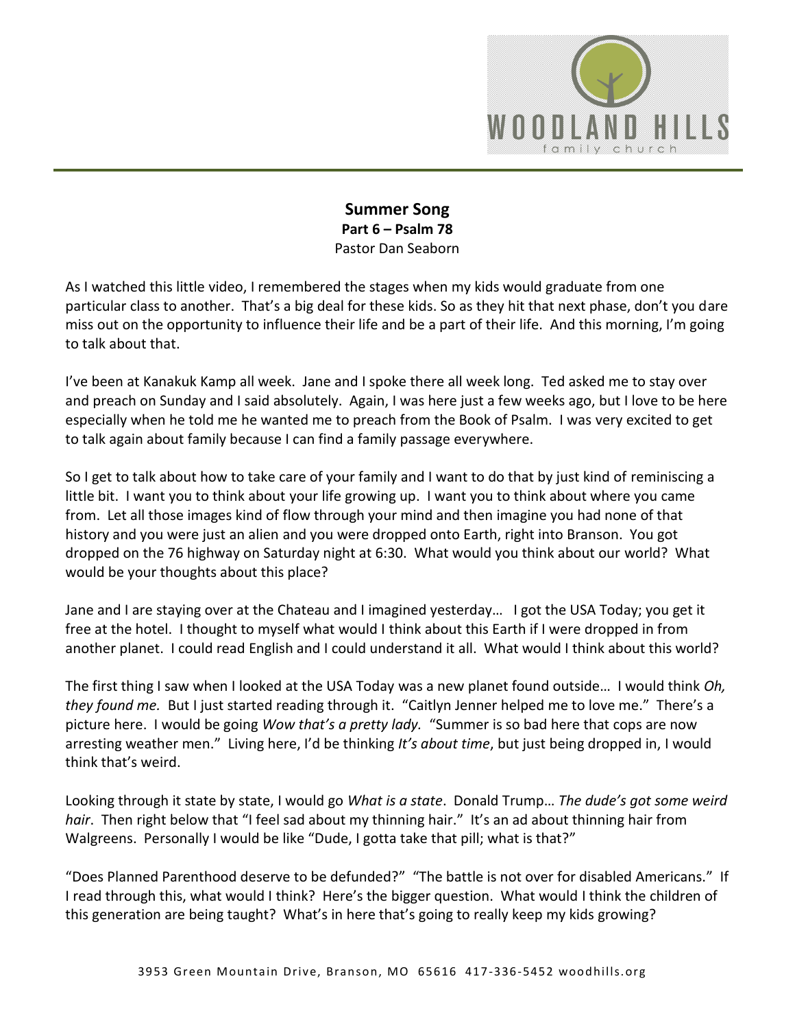**Summer Song**
**Part 6 – Psalm 78**
Pastor Dan Seaborn

As I watched this little video, I remembered the stages when my kids would graduate from one particular class to another. That's a big deal for these kids. So as they hit that next phase, don't you dare miss out on the opportunity to influence their life and be a part of their life. And this morning, I'm going to talk about that.

I've been at Kanakuk Kamp all week. Jane and I spoke there all week long. Ted asked me to stay over and preach on Sunday and I said absolutely. Again, I was here just a few weeks ago, but I love to be here especially when he told me he wanted me to preach from the Book of Psalm. I was very excited to get to talk again about family because I can find a family passage everywhere.

So I get to talk about how to take care of your family and I want to do that by just kind of reminiscing a little bit. I want you to think about your life growing up. I want you to think about where you came from. Let all those images kind of flow through your mind and then imagine you had none of that history and you were just an alien and you were dropped onto Earth, right into Branson. You got dropped on the 76 highway on Saturday night at 6:30. What would you think about our world? What would be your thoughts about this place?

Jane and I are staying over at the Chateau and I imagined yesterday… I got the USA Today; you get it free at the hotel. I thought to myself what would I think about this Earth if I were dropped in from another planet. I could read English and I could understand it all. What would I think about this world?

The first thing I saw when I looked at the USA Today was a new planet found outside… I would think *Oh, they found me.* But I just started reading through it. "Caitlyn Jenner helped me to love me." There's a picture here. I would be going *Wow that's a pretty lady.* "Summer is so bad here that cops are now arresting weather men." Living here, I'd be thinking *It's about time*, but just being dropped in, I would think that's weird.

Looking through it state by state, I would go *What is a state*. Donald Trump… *The dude's got some weird hair*. Then right below that "I feel sad about my thinning hair." It's an ad about thinning hair from Walgreens. Personally I would be like "Dude, I gotta take that pill; what is that?"

"Does Planned Parenthood deserve to be defunded?" "The battle is not over for disabled Americans." If I read through this, what would I think? Here's the bigger question. What would I think the children of this generation are being taught? What's in here that's going to really keep my kids growing?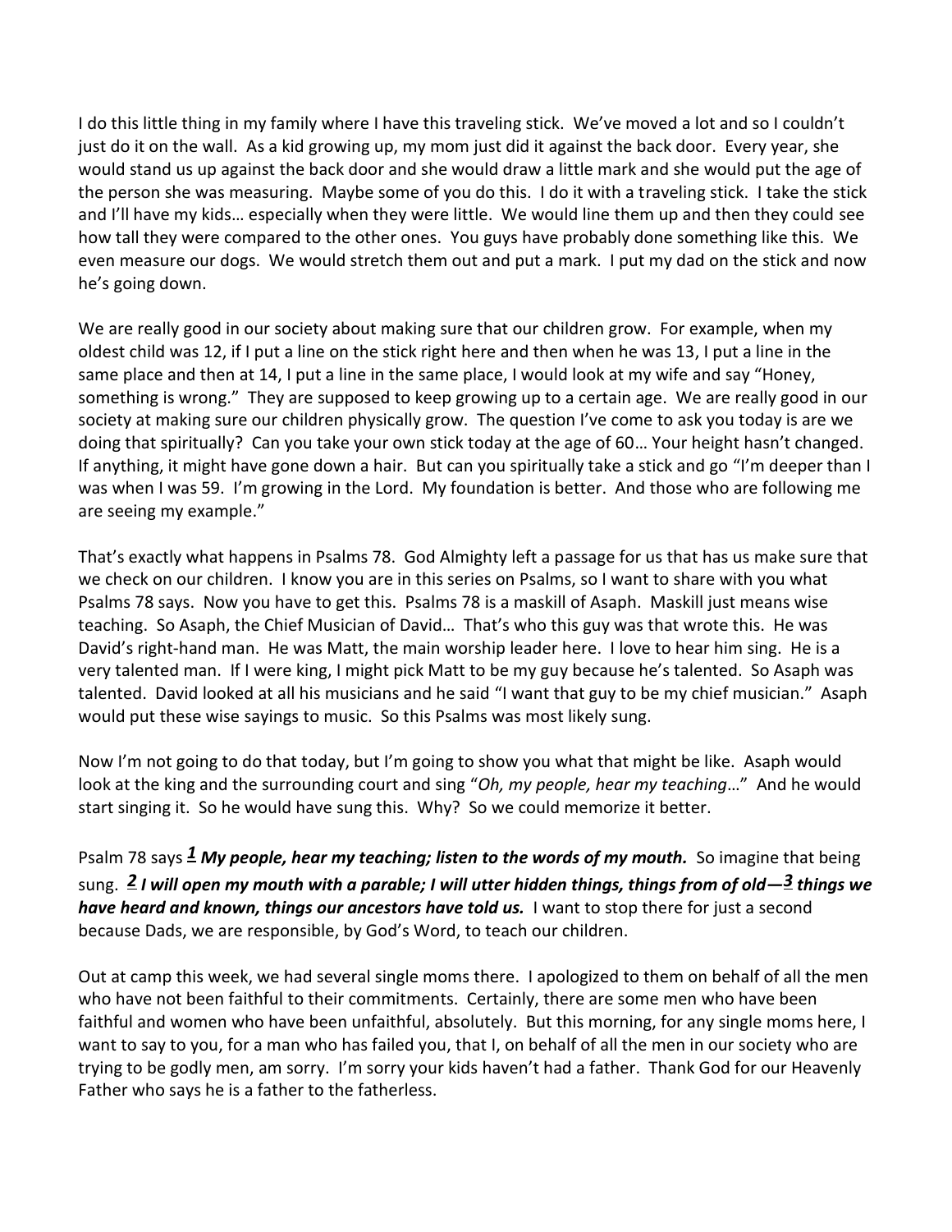I do this little thing in my family where I have this traveling stick. We've moved a lot and so I couldn't just do it on the wall. As a kid growing up, my mom just did it against the back door. Every year, she would stand us up against the back door and she would draw a little mark and she would put the age of the person she was measuring. Maybe some of you do this. I do it with a traveling stick. I take the stick and I'll have my kids… especially when they were little. We would line them up and then they could see how tall they were compared to the other ones. You guys have probably done something like this. We even measure our dogs. We would stretch them out and put a mark. I put my dad on the stick and now he's going down.

We are really good in our society about making sure that our children grow. For example, when my oldest child was 12, if I put a line on the stick right here and then when he was 13, I put a line in the same place and then at 14, I put a line in the same place, I would look at my wife and say "Honey, something is wrong." They are supposed to keep growing up to a certain age. We are really good in our society at making sure our children physically grow. The question I've come to ask you today is are we doing that spiritually? Can you take your own stick today at the age of 60… Your height hasn't changed. If anything, it might have gone down a hair. But can you spiritually take a stick and go "I'm deeper than I was when I was 59. I'm growing in the Lord. My foundation is better. And those who are following me are seeing my example."

That's exactly what happens in Psalms 78. God Almighty left a passage for us that has us make sure that we check on our children. I know you are in this series on Psalms, so I want to share with you what Psalms 78 says. Now you have to get this. Psalms 78 is a maskill of Asaph. Maskill just means wise teaching. So Asaph, the Chief Musician of David… That's who this guy was that wrote this. He was David's right-hand man. He was Matt, the main worship leader here. I love to hear him sing. He is a very talented man. If I were king, I might pick Matt to be my guy because he's talented. So Asaph was talented. David looked at all his musicians and he said "I want that guy to be my chief musician." Asaph would put these wise sayings to music. So this Psalms was most likely sung.

Now I'm not going to do that today, but I'm going to show you what that might be like. Asaph would look at the king and the surrounding court and sing "*Oh, my people, hear my teaching*…" And he would start singing it. So he would have sung this. Why? So we could memorize it better.

Psalm 78 says ***1 My people, hear my teaching; listen to the words of my mouth.*** So imagine that being sung. ***2 I will open my mouth with a parable; I will utter hidden things, things from of old—3 things we have heard and known, things our ancestors have told us.*** I want to stop there for just a second because Dads, we are responsible, by God's Word, to teach our children.

Out at camp this week, we had several single moms there. I apologized to them on behalf of all the men who have not been faithful to their commitments. Certainly, there are some men who have been faithful and women who have been unfaithful, absolutely. But this morning, for any single moms here, I want to say to you, for a man who has failed you, that I, on behalf of all the men in our society who are trying to be godly men, am sorry. I'm sorry your kids haven't had a father. Thank God for our Heavenly Father who says he is a father to the fatherless.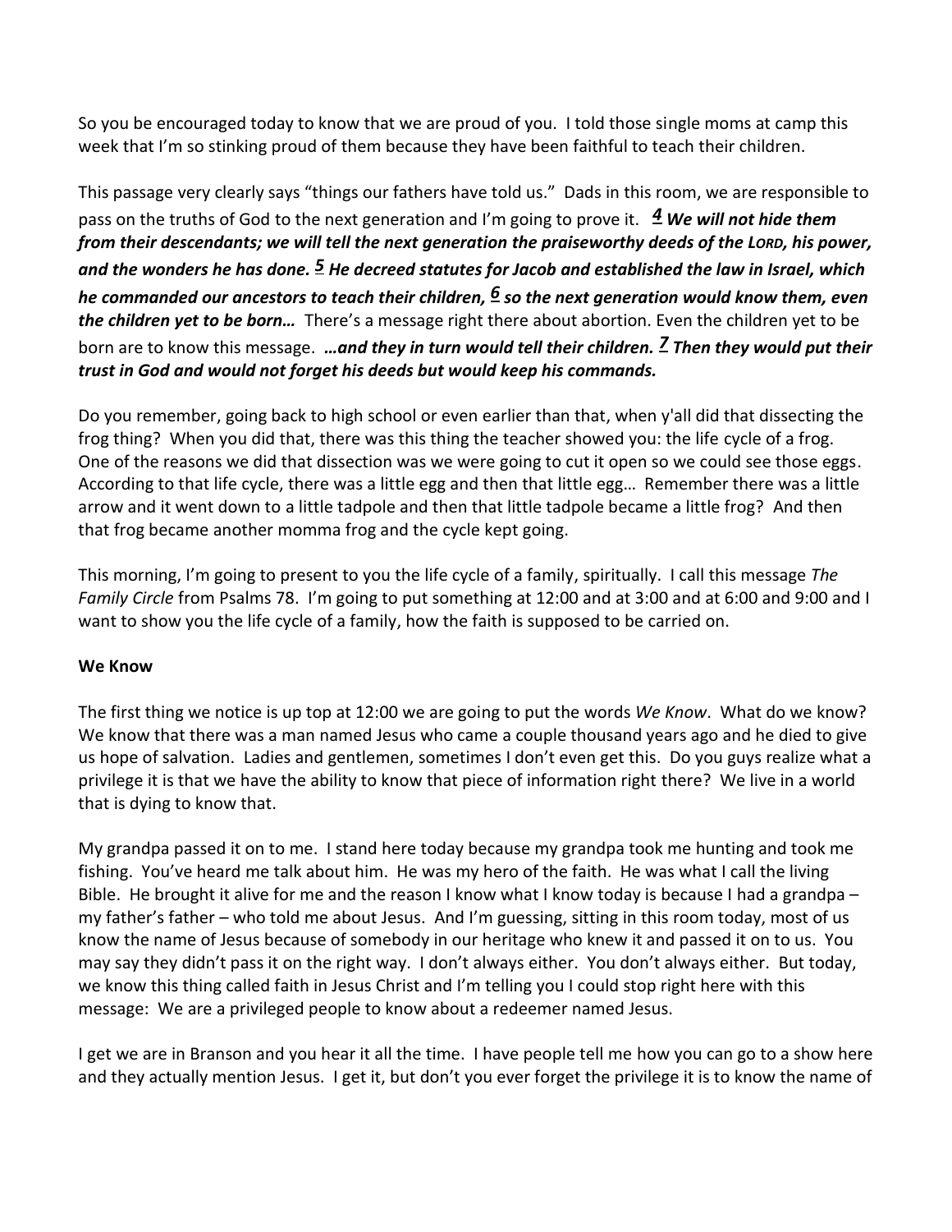So you be encouraged today to know that we are proud of you. I told those single moms at camp this week that I'm so stinking proud of them because they have been faithful to teach their children.

This passage very clearly says "things our fathers have told us." Dads in this room, we are responsible to pass on the truths of God to the next generation and I'm going to prove it. ***4** We will not hide them from their descendants; we will tell the next generation the praiseworthy deeds of the LORD, his power, and the wonders he has done. **5** He decreed statutes for Jacob and established the law in Israel, which he commanded our ancestors to teach their children, **6** so the next generation would know them, even the children yet to be born…* There's a message right there about abortion. Even the children yet to be born are to know this message. ***…and they in turn would tell their children. 7** Then they would put their trust in God and would not forget his deeds but would keep his commands.*

Do you remember, going back to high school or even earlier than that, when y'all did that dissecting the frog thing? When you did that, there was this thing the teacher showed you: the life cycle of a frog. One of the reasons we did that dissection was we were going to cut it open so we could see those eggs. According to that life cycle, there was a little egg and then that little egg… Remember there was a little arrow and it went down to a little tadpole and then that little tadpole became a little frog? And then that frog became another momma frog and the cycle kept going.

This morning, I'm going to present to you the life cycle of a family, spiritually. I call this message *The Family Circle* from Psalms 78. I'm going to put something at 12:00 and at 3:00 and at 6:00 and 9:00 and I want to show you the life cycle of a family, how the faith is supposed to be carried on.

**We Know**

The first thing we notice is up top at 12:00 we are going to put the words *We Know*. What do we know? We know that there was a man named Jesus who came a couple thousand years ago and he died to give us hope of salvation. Ladies and gentlemen, sometimes I don't even get this. Do you guys realize what a privilege it is that we have the ability to know that piece of information right there? We live in a world that is dying to know that.

My grandpa passed it on to me. I stand here today because my grandpa took me hunting and took me fishing. You've heard me talk about him. He was my hero of the faith. He was what I call the living Bible. He brought it alive for me and the reason I know what I know today is because I had a grandpa – my father's father – who told me about Jesus. And I'm guessing, sitting in this room today, most of us know the name of Jesus because of somebody in our heritage who knew it and passed it on to us. You may say they didn't pass it on the right way. I don't always either. You don't always either. But today, we know this thing called faith in Jesus Christ and I'm telling you I could stop right here with this message: We are a privileged people to know about a redeemer named Jesus.

I get we are in Branson and you hear it all the time. I have people tell me how you can go to a show here and they actually mention Jesus. I get it, but don't you ever forget the privilege it is to know the name of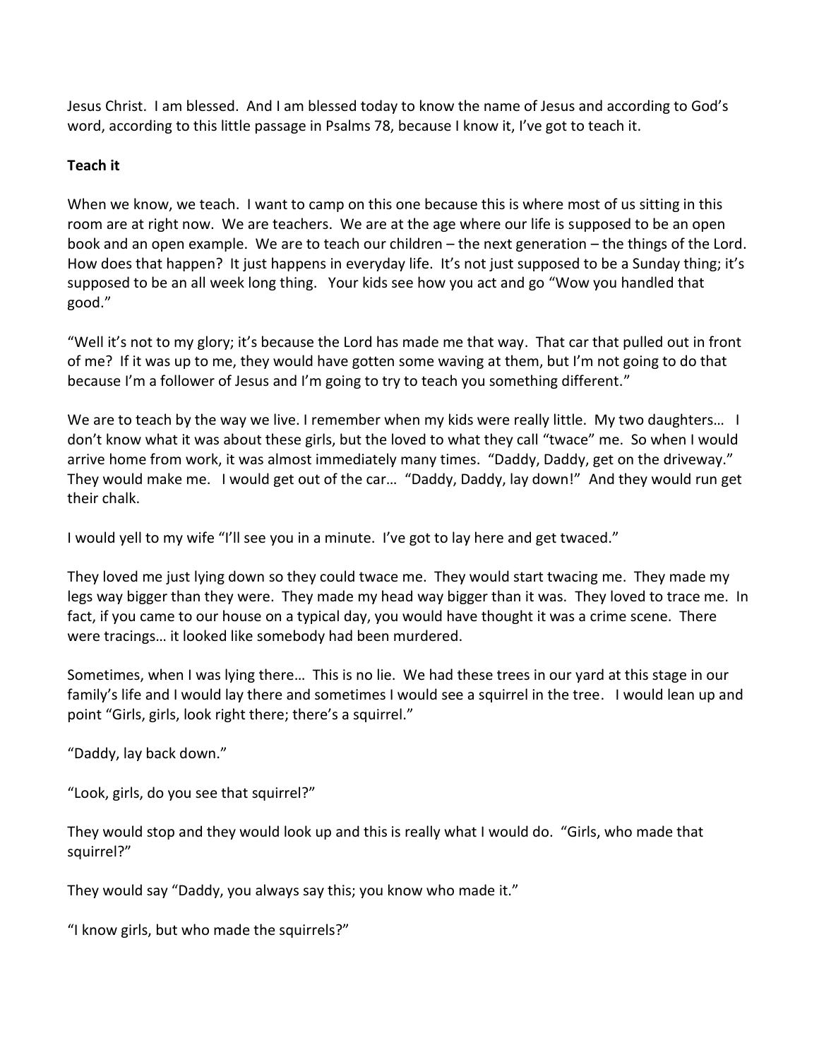Jesus Christ. I am blessed. And I am blessed today to know the name of Jesus and according to God's word, according to this little passage in Psalms 78, because I know it, I've got to teach it.

**Teach it**

When we know, we teach. I want to camp on this one because this is where most of us sitting in this room are at right now. We are teachers. We are at the age where our life is supposed to be an open book and an open example. We are to teach our children – the next generation – the things of the Lord. How does that happen? It just happens in everyday life. It's not just supposed to be a Sunday thing; it's supposed to be an all week long thing. Your kids see how you act and go "Wow you handled that good."

"Well it's not to my glory; it's because the Lord has made me that way. That car that pulled out in front of me? If it was up to me, they would have gotten some waving at them, but I'm not going to do that because I'm a follower of Jesus and I'm going to try to teach you something different."

We are to teach by the way we live. I remember when my kids were really little. My two daughters… I don't know what it was about these girls, but the loved to what they call "twace" me. So when I would arrive home from work, it was almost immediately many times. "Daddy, Daddy, get on the driveway." They would make me. I would get out of the car… "Daddy, Daddy, lay down!" And they would run get their chalk.

I would yell to my wife "I'll see you in a minute. I've got to lay here and get twaced."

They loved me just lying down so they could twace me. They would start twacing me. They made my legs way bigger than they were. They made my head way bigger than it was. They loved to trace me. In fact, if you came to our house on a typical day, you would have thought it was a crime scene. There were tracings… it looked like somebody had been murdered.

Sometimes, when I was lying there… This is no lie. We had these trees in our yard at this stage in our family's life and I would lay there and sometimes I would see a squirrel in the tree. I would lean up and point "Girls, girls, look right there; there's a squirrel."

"Daddy, lay back down."

"Look, girls, do you see that squirrel?"

They would stop and they would look up and this is really what I would do. "Girls, who made that squirrel?"

They would say "Daddy, you always say this; you know who made it."

"I know girls, but who made the squirrels?"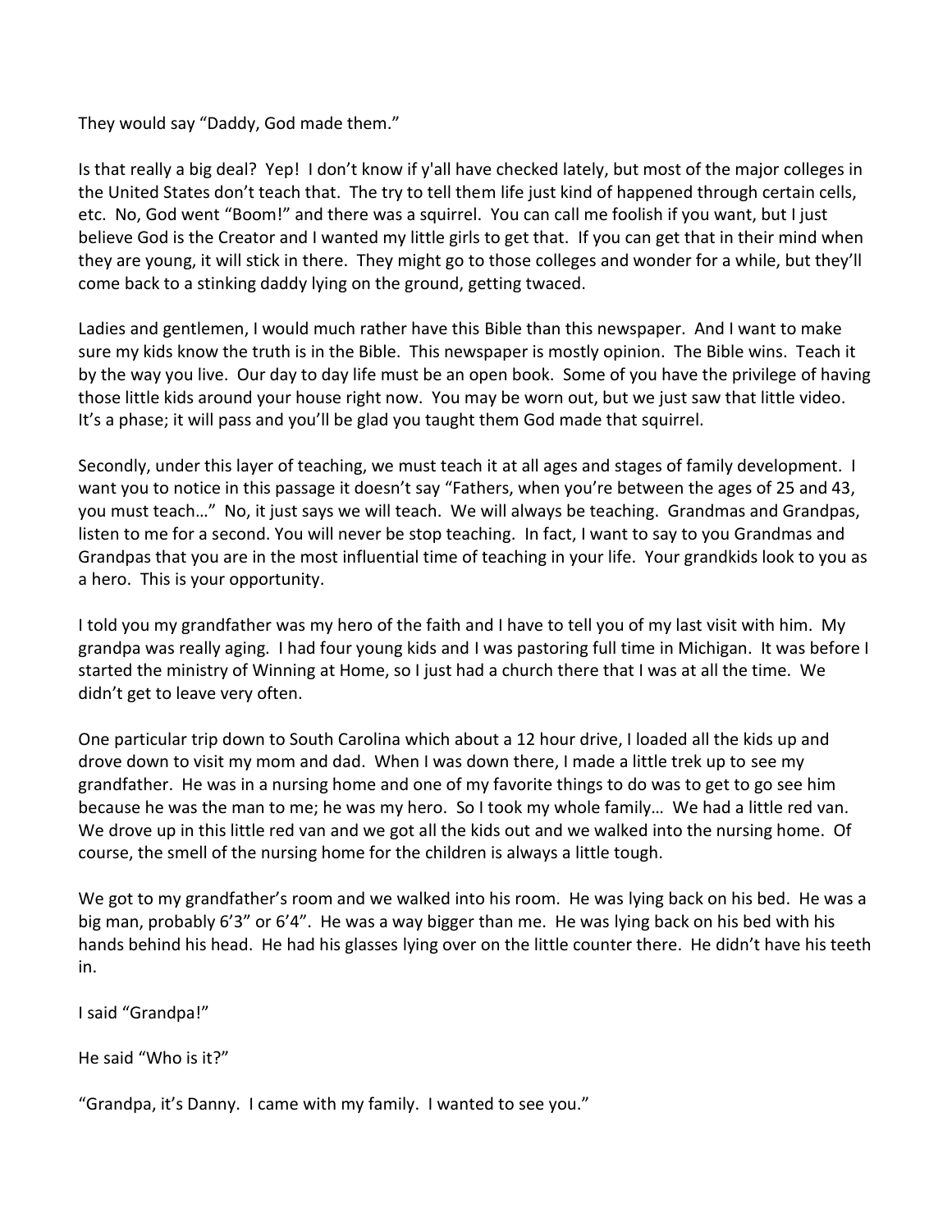They would say "Daddy, God made them."

Is that really a big deal? Yep! I don't know if y'all have checked lately, but most of the major colleges in the United States don't teach that. The try to tell them life just kind of happened through certain cells, etc. No, God went "Boom!" and there was a squirrel. You can call me foolish if you want, but I just believe God is the Creator and I wanted my little girls to get that. If you can get that in their mind when they are young, it will stick in there. They might go to those colleges and wonder for a while, but they'll come back to a stinking daddy lying on the ground, getting twaced.

Ladies and gentlemen, I would much rather have this Bible than this newspaper. And I want to make sure my kids know the truth is in the Bible. This newspaper is mostly opinion. The Bible wins. Teach it by the way you live. Our day to day life must be an open book. Some of you have the privilege of having those little kids around your house right now. You may be worn out, but we just saw that little video. It's a phase; it will pass and you'll be glad you taught them God made that squirrel.

Secondly, under this layer of teaching, we must teach it at all ages and stages of family development. I want you to notice in this passage it doesn't say "Fathers, when you're between the ages of 25 and 43, you must teach…" No, it just says we will teach. We will always be teaching. Grandmas and Grandpas, listen to me for a second. You will never be stop teaching. In fact, I want to say to you Grandmas and Grandpas that you are in the most influential time of teaching in your life. Your grandkids look to you as a hero. This is your opportunity.

I told you my grandfather was my hero of the faith and I have to tell you of my last visit with him. My grandpa was really aging. I had four young kids and I was pastoring full time in Michigan. It was before I started the ministry of Winning at Home, so I just had a church there that I was at all the time. We didn't get to leave very often.

One particular trip down to South Carolina which about a 12 hour drive, I loaded all the kids up and drove down to visit my mom and dad. When I was down there, I made a little trek up to see my grandfather. He was in a nursing home and one of my favorite things to do was to get to go see him because he was the man to me; he was my hero. So I took my whole family… We had a little red van. We drove up in this little red van and we got all the kids out and we walked into the nursing home. Of course, the smell of the nursing home for the children is always a little tough.

We got to my grandfather's room and we walked into his room. He was lying back on his bed. He was a big man, probably 6'3" or 6'4". He was a way bigger than me. He was lying back on his bed with his hands behind his head. He had his glasses lying over on the little counter there. He didn't have his teeth in.

I said "Grandpa!"

He said "Who is it?"

"Grandpa, it's Danny. I came with my family. I wanted to see you."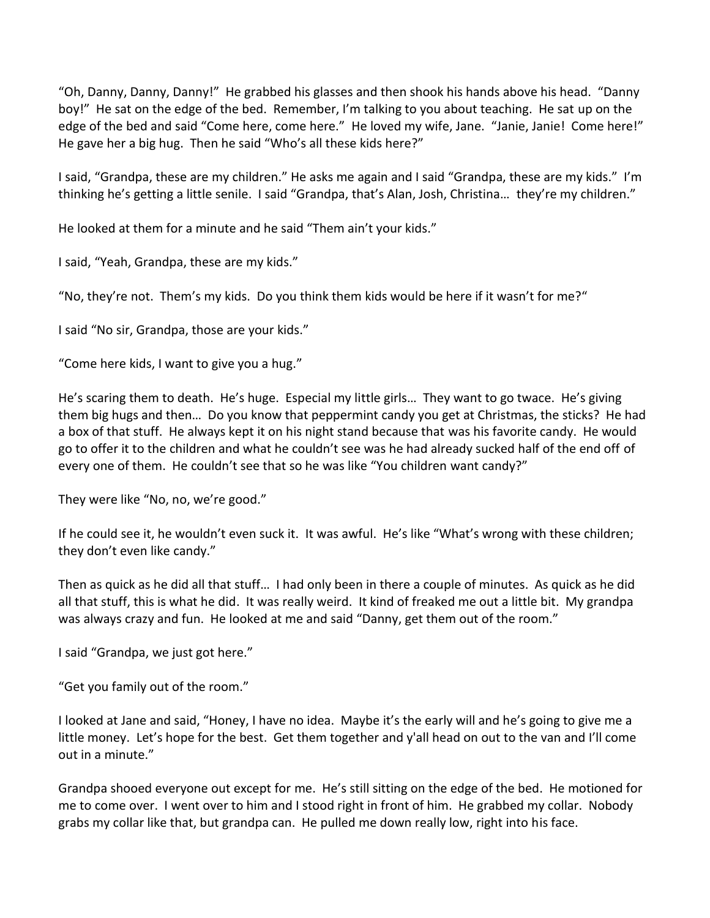"Oh, Danny, Danny, Danny!" He grabbed his glasses and then shook his hands above his head. "Danny boy!" He sat on the edge of the bed. Remember, I'm talking to you about teaching. He sat up on the edge of the bed and said "Come here, come here." He loved my wife, Jane. "Janie, Janie! Come here!" He gave her a big hug. Then he said "Who's all these kids here?"

I said, "Grandpa, these are my children." He asks me again and I said "Grandpa, these are my kids." I'm thinking he's getting a little senile. I said "Grandpa, that's Alan, Josh, Christina… they're my children."

He looked at them for a minute and he said "Them ain't your kids."

I said, "Yeah, Grandpa, these are my kids."

"No, they're not. Them's my kids. Do you think them kids would be here if it wasn't for me?"

I said "No sir, Grandpa, those are your kids."

"Come here kids, I want to give you a hug."

He's scaring them to death. He's huge. Especial my little girls… They want to go twace. He's giving them big hugs and then… Do you know that peppermint candy you get at Christmas, the sticks? He had a box of that stuff. He always kept it on his night stand because that was his favorite candy. He would go to offer it to the children and what he couldn't see was he had already sucked half of the end off of every one of them. He couldn't see that so he was like "You children want candy?"

They were like "No, no, we're good."

If he could see it, he wouldn't even suck it. It was awful. He's like "What's wrong with these children; they don't even like candy."

Then as quick as he did all that stuff… I had only been in there a couple of minutes. As quick as he did all that stuff, this is what he did. It was really weird. It kind of freaked me out a little bit. My grandpa was always crazy and fun. He looked at me and said "Danny, get them out of the room."

I said "Grandpa, we just got here."

"Get you family out of the room."

I looked at Jane and said, "Honey, I have no idea. Maybe it's the early will and he's going to give me a little money. Let's hope for the best. Get them together and y'all head on out to the van and I'll come out in a minute."

Grandpa shooed everyone out except for me. He's still sitting on the edge of the bed. He motioned for me to come over. I went over to him and I stood right in front of him. He grabbed my collar. Nobody grabs my collar like that, but grandpa can. He pulled me down really low, right into his face.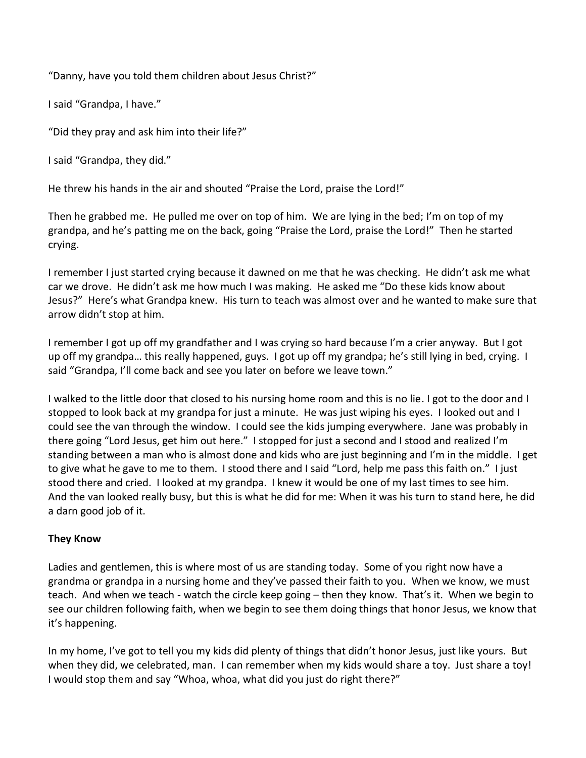"Danny, have you told them children about Jesus Christ?"

I said "Grandpa, I have."

"Did they pray and ask him into their life?"

I said "Grandpa, they did."

He threw his hands in the air and shouted "Praise the Lord, praise the Lord!"

Then he grabbed me. He pulled me over on top of him. We are lying in the bed; I'm on top of my grandpa, and he's patting me on the back, going "Praise the Lord, praise the Lord!" Then he started crying.

I remember I just started crying because it dawned on me that he was checking. He didn't ask me what car we drove. He didn't ask me how much I was making. He asked me "Do these kids know about Jesus?" Here's what Grandpa knew. His turn to teach was almost over and he wanted to make sure that arrow didn't stop at him.

I remember I got up off my grandfather and I was crying so hard because I'm a crier anyway. But I got up off my grandpa… this really happened, guys. I got up off my grandpa; he's still lying in bed, crying. I said "Grandpa, I'll come back and see you later on before we leave town."

I walked to the little door that closed to his nursing home room and this is no lie. I got to the door and I stopped to look back at my grandpa for just a minute. He was just wiping his eyes. I looked out and I could see the van through the window. I could see the kids jumping everywhere. Jane was probably in there going "Lord Jesus, get him out here." I stopped for just a second and I stood and realized I'm standing between a man who is almost done and kids who are just beginning and I'm in the middle. I get to give what he gave to me to them. I stood there and I said "Lord, help me pass this faith on." I just stood there and cried. I looked at my grandpa. I knew it would be one of my last times to see him. And the van looked really busy, but this is what he did for me: When it was his turn to stand here, he did a darn good job of it.

**They Know**

Ladies and gentlemen, this is where most of us are standing today. Some of you right now have a grandma or grandpa in a nursing home and they've passed their faith to you. When we know, we must teach. And when we teach - watch the circle keep going – then they know. That's it. When we begin to see our children following faith, when we begin to see them doing things that honor Jesus, we know that it's happening.

In my home, I've got to tell you my kids did plenty of things that didn't honor Jesus, just like yours. But when they did, we celebrated, man. I can remember when my kids would share a toy. Just share a toy! I would stop them and say "Whoa, whoa, what did you just do right there?"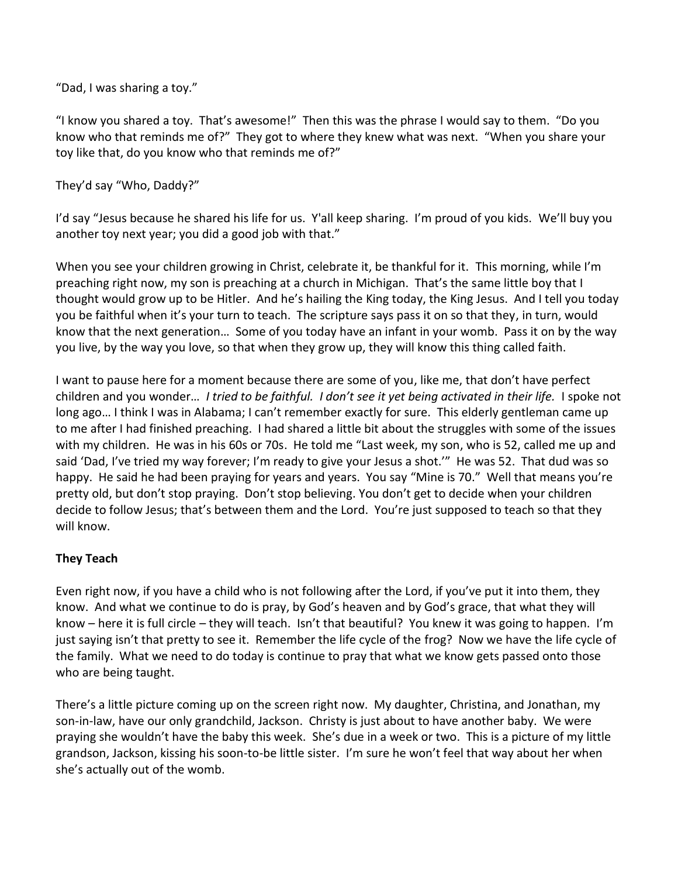"Dad, I was sharing a toy."

"I know you shared a toy. That's awesome!" Then this was the phrase I would say to them. "Do you know who that reminds me of?" They got to where they knew what was next. "When you share your toy like that, do you know who that reminds me of?"

They'd say "Who, Daddy?"

I'd say "Jesus because he shared his life for us. Y'all keep sharing. I'm proud of you kids. We'll buy you another toy next year; you did a good job with that."

When you see your children growing in Christ, celebrate it, be thankful for it. This morning, while I'm preaching right now, my son is preaching at a church in Michigan. That's the same little boy that I thought would grow up to be Hitler. And he's hailing the King today, the King Jesus. And I tell you today you be faithful when it's your turn to teach. The scripture says pass it on so that they, in turn, would know that the next generation… Some of you today have an infant in your womb. Pass it on by the way you live, by the way you love, so that when they grow up, they will know this thing called faith.

I want to pause here for a moment because there are some of you, like me, that don't have perfect children and you wonder… *I tried to be faithful. I don't see it yet being activated in their life.* I spoke not long ago… I think I was in Alabama; I can't remember exactly for sure. This elderly gentleman came up to me after I had finished preaching. I had shared a little bit about the struggles with some of the issues with my children. He was in his 60s or 70s. He told me "Last week, my son, who is 52, called me up and said 'Dad, I've tried my way forever; I'm ready to give your Jesus a shot.'" He was 52. That dud was so happy. He said he had been praying for years and years. You say "Mine is 70." Well that means you're pretty old, but don't stop praying. Don't stop believing. You don't get to decide when your children decide to follow Jesus; that's between them and the Lord. You're just supposed to teach so that they will know.

**They Teach**

Even right now, if you have a child who is not following after the Lord, if you've put it into them, they know. And what we continue to do is pray, by God's heaven and by God's grace, that what they will know – here it is full circle – they will teach. Isn't that beautiful? You knew it was going to happen. I'm just saying isn't that pretty to see it. Remember the life cycle of the frog? Now we have the life cycle of the family. What we need to do today is continue to pray that what we know gets passed onto those who are being taught.

There's a little picture coming up on the screen right now. My daughter, Christina, and Jonathan, my son-in-law, have our only grandchild, Jackson. Christy is just about to have another baby. We were praying she wouldn't have the baby this week. She's due in a week or two. This is a picture of my little grandson, Jackson, kissing his soon-to-be little sister. I'm sure he won't feel that way about her when she's actually out of the womb.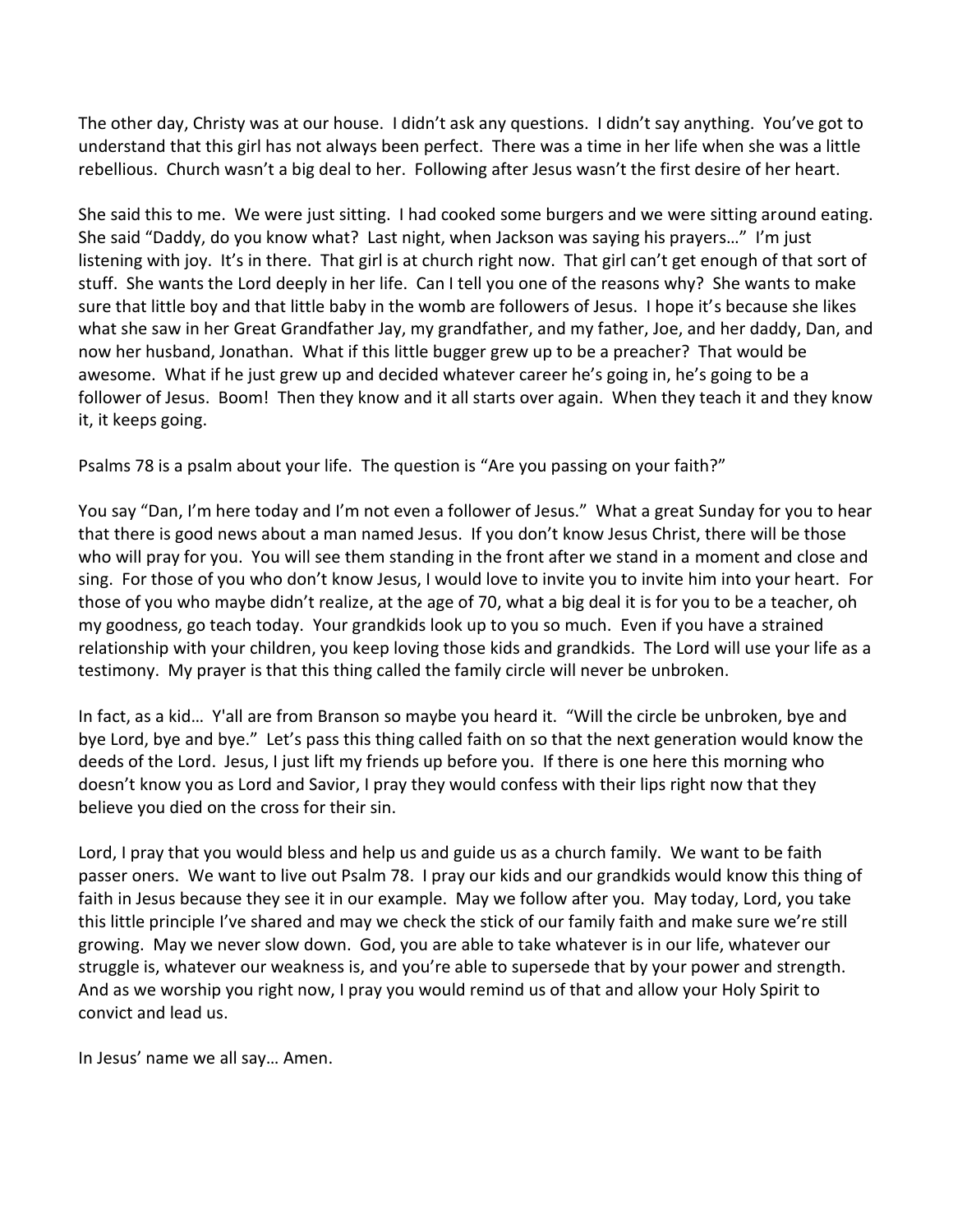The other day, Christy was at our house. I didn't ask any questions. I didn't say anything. You've got to understand that this girl has not always been perfect. There was a time in her life when she was a little rebellious. Church wasn't a big deal to her. Following after Jesus wasn't the first desire of her heart.

She said this to me. We were just sitting. I had cooked some burgers and we were sitting around eating. She said "Daddy, do you know what? Last night, when Jackson was saying his prayers…" I'm just listening with joy. It's in there. That girl is at church right now. That girl can't get enough of that sort of stuff. She wants the Lord deeply in her life. Can I tell you one of the reasons why? She wants to make sure that little boy and that little baby in the womb are followers of Jesus. I hope it's because she likes what she saw in her Great Grandfather Jay, my grandfather, and my father, Joe, and her daddy, Dan, and now her husband, Jonathan. What if this little bugger grew up to be a preacher? That would be awesome. What if he just grew up and decided whatever career he's going in, he's going to be a follower of Jesus. Boom! Then they know and it all starts over again. When they teach it and they know it, it keeps going.

Psalms 78 is a psalm about your life. The question is "Are you passing on your faith?"

You say "Dan, I'm here today and I'm not even a follower of Jesus." What a great Sunday for you to hear that there is good news about a man named Jesus. If you don't know Jesus Christ, there will be those who will pray for you. You will see them standing in the front after we stand in a moment and close and sing. For those of you who don't know Jesus, I would love to invite you to invite him into your heart. For those of you who maybe didn't realize, at the age of 70, what a big deal it is for you to be a teacher, oh my goodness, go teach today. Your grandkids look up to you so much. Even if you have a strained relationship with your children, you keep loving those kids and grandkids. The Lord will use your life as a testimony. My prayer is that this thing called the family circle will never be unbroken.

In fact, as a kid… Y'all are from Branson so maybe you heard it. "Will the circle be unbroken, bye and bye Lord, bye and bye." Let's pass this thing called faith on so that the next generation would know the deeds of the Lord. Jesus, I just lift my friends up before you. If there is one here this morning who doesn't know you as Lord and Savior, I pray they would confess with their lips right now that they believe you died on the cross for their sin.

Lord, I pray that you would bless and help us and guide us as a church family. We want to be faith passer oners. We want to live out Psalm 78. I pray our kids and our grandkids would know this thing of faith in Jesus because they see it in our example. May we follow after you. May today, Lord, you take this little principle I've shared and may we check the stick of our family faith and make sure we're still growing. May we never slow down. God, you are able to take whatever is in our life, whatever our struggle is, whatever our weakness is, and you're able to supersede that by your power and strength. And as we worship you right now, I pray you would remind us of that and allow your Holy Spirit to convict and lead us.

In Jesus' name we all say… Amen.